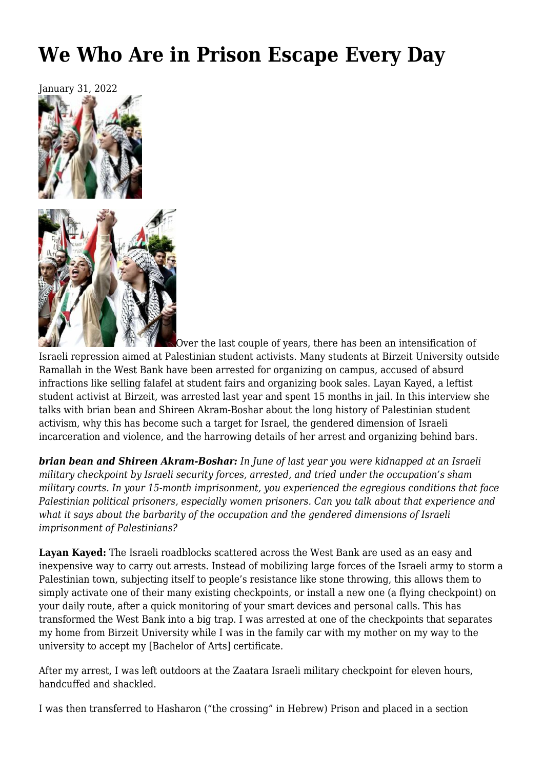# We Who Are in Prison Escape Every Day

January 31, 2022

Over the last couple of years, there has been an intensification of Israeli repression aimed at Palestinian student activists. Many students at Birzeit University outside Ramallah in the West Bank have been arrested for organizing on campus, accused of absurd infractions like selling falafel at student fairs and organizing book sales. Layan Kayed, a leftist student activist at Birzeit, was arrested last year and spent 15 months in jail. In this interview she talks with brian bean and Shireen Akram-Boshar about the long history of Palestinian student activism, why this has become such a target for Israel, the gendered dimension of Israeli incarceration and violence, and the harrowing details of her arrest and organizing behind bars.

***brian bean and Shireen Akram-Boshar:*** *In June of last year you were kidnapped at an Israeli military checkpoint by Israeli security forces, arrested, and tried under the occupation's sham military courts. In your 15-month imprisonment, you experienced the egregious conditions that face Palestinian political prisoners, especially women prisoners. Can you talk about that experience and what it says about the barbarity of the occupation and the gendered dimensions of Israeli imprisonment of Palestinians?*

**Layan Kayed:** The Israeli roadblocks scattered across the West Bank are used as an easy and inexpensive way to carry out arrests. Instead of mobilizing large forces of the Israeli army to storm a Palestinian town, subjecting itself to people's resistance like stone throwing, this allows them to simply activate one of their many existing checkpoints, or install a new one (a flying checkpoint) on your daily route, after a quick monitoring of your smart devices and personal calls. This has transformed the West Bank into a big trap. I was arrested at one of the checkpoints that separates my home from Birzeit University while I was in the family car with my mother on my way to the university to accept my [Bachelor of Arts] certificate.

After my arrest, I was left outdoors at the Zaatara Israeli military checkpoint for eleven hours, handcuffed and shackled.

I was then transferred to Hasharon ("the crossing" in Hebrew) Prison and placed in a section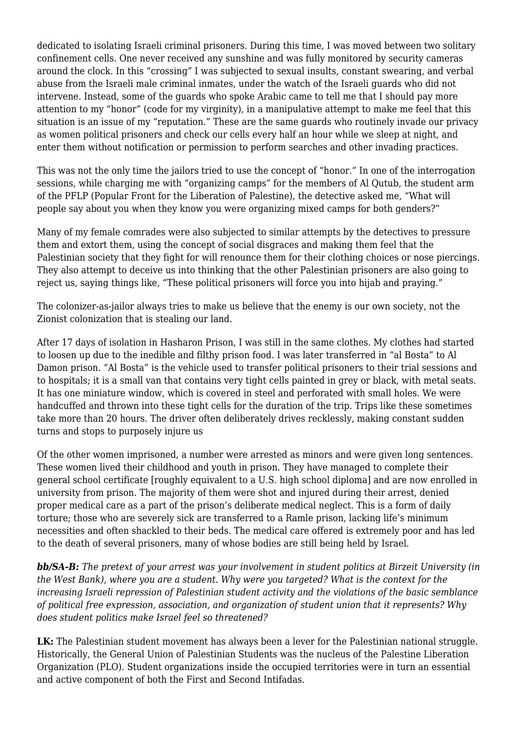dedicated to isolating Israeli criminal prisoners. During this time, I was moved between two solitary confinement cells. One never received any sunshine and was fully monitored by security cameras around the clock. In this "crossing" I was subjected to sexual insults, constant swearing, and verbal abuse from the Israeli male criminal inmates, under the watch of the Israeli guards who did not intervene. Instead, some of the guards who spoke Arabic came to tell me that I should pay more attention to my "honor" (code for my virginity), in a manipulative attempt to make me feel that this situation is an issue of my "reputation." These are the same guards who routinely invade our privacy as women political prisoners and check our cells every half an hour while we sleep at night, and enter them without notification or permission to perform searches and other invading practices.

This was not the only time the jailors tried to use the concept of "honor." In one of the interrogation sessions, while charging me with "organizing camps" for the members of Al Qutub, the student arm of the PFLP (Popular Front for the Liberation of Palestine), the detective asked me, "What will people say about you when they know you were organizing mixed camps for both genders?"

Many of my female comrades were also subjected to similar attempts by the detectives to pressure them and extort them, using the concept of social disgraces and making them feel that the Palestinian society that they fight for will renounce them for their clothing choices or nose piercings. They also attempt to deceive us into thinking that the other Palestinian prisoners are also going to reject us, saying things like, "These political prisoners will force you into hijab and praying."

The colonizer-as-jailor always tries to make us believe that the enemy is our own society, not the Zionist colonization that is stealing our land.

After 17 days of isolation in Hasharon Prison, I was still in the same clothes. My clothes had started to loosen up due to the inedible and filthy prison food. I was later transferred in "al Bosta" to Al Damon prison. "Al Bosta" is the vehicle used to transfer political prisoners to their trial sessions and to hospitals; it is a small van that contains very tight cells painted in grey or black, with metal seats. It has one miniature window, which is covered in steel and perforated with small holes. We were handcuffed and thrown into these tight cells for the duration of the trip. Trips like these sometimes take more than 20 hours. The driver often deliberately drives recklessly, making constant sudden turns and stops to purposely injure us

Of the other women imprisoned, a number were arrested as minors and were given long sentences. These women lived their childhood and youth in prison. They have managed to complete their general school certificate [roughly equivalent to a U.S. high school diploma] and are now enrolled in university from prison. The majority of them were shot and injured during their arrest, denied proper medical care as a part of the prison's deliberate medical neglect. This is a form of daily torture; those who are severely sick are transferred to a Ramle prison, lacking life's minimum necessities and often shackled to their beds. The medical care offered is extremely poor and has led to the death of several prisoners, many of whose bodies are still being held by Israel.

***bb/SA-B:*** *The pretext of your arrest was your involvement in student politics at Birzeit University (in the West Bank), where you are a student. Why were you targeted? What is the context for the increasing Israeli repression of Palestinian student activity and the violations of the basic semblance of political free expression, association, and organization of student union that it represents? Why does student politics make Israel feel so threatened?*

**LK:** The Palestinian student movement has always been a lever for the Palestinian national struggle. Historically, the General Union of Palestinian Students was the nucleus of the Palestine Liberation Organization (PLO). Student organizations inside the occupied territories were in turn an essential and active component of both the First and Second Intifadas.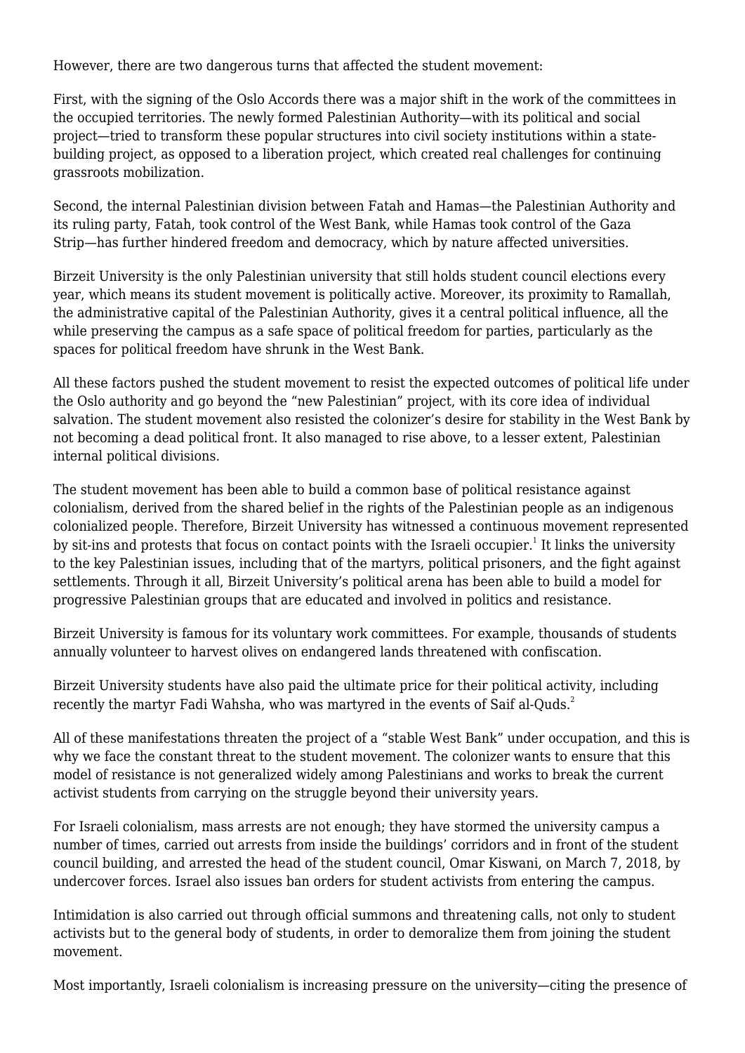However, there are two dangerous turns that affected the student movement:

First, with the signing of the Oslo Accords there was a major shift in the work of the committees in the occupied territories. The newly formed Palestinian Authority—with its political and social project—tried to transform these popular structures into civil society institutions within a state-building project, as opposed to a liberation project, which created real challenges for continuing grassroots mobilization.

Second, the internal Palestinian division between Fatah and Hamas—the Palestinian Authority and its ruling party, Fatah, took control of the West Bank, while Hamas took control of the Gaza Strip—has further hindered freedom and democracy, which by nature affected universities.

Birzeit University is the only Palestinian university that still holds student council elections every year, which means its student movement is politically active. Moreover, its proximity to Ramallah, the administrative capital of the Palestinian Authority, gives it a central political influence, all the while preserving the campus as a safe space of political freedom for parties, particularly as the spaces for political freedom have shrunk in the West Bank.

All these factors pushed the student movement to resist the expected outcomes of political life under the Oslo authority and go beyond the "new Palestinian" project, with its core idea of individual salvation. The student movement also resisted the colonizer's desire for stability in the West Bank by not becoming a dead political front. It also managed to rise above, to a lesser extent, Palestinian internal political divisions.

The student movement has been able to build a common base of political resistance against colonialism, derived from the shared belief in the rights of the Palestinian people as an indigenous colonialized people. Therefore, Birzeit University has witnessed a continuous movement represented by sit-ins and protests that focus on contact points with the Israeli occupier.[1] It links the university to the key Palestinian issues, including that of the martyrs, political prisoners, and the fight against settlements. Through it all, Birzeit University's political arena has been able to build a model for progressive Palestinian groups that are educated and involved in politics and resistance.

Birzeit University is famous for its voluntary work committees. For example, thousands of students annually volunteer to harvest olives on endangered lands threatened with confiscation.

Birzeit University students have also paid the ultimate price for their political activity, including recently the martyr Fadi Wahsha, who was martyred in the events of Saif al-Quds.[2]

All of these manifestations threaten the project of a "stable West Bank" under occupation, and this is why we face the constant threat to the student movement. The colonizer wants to ensure that this model of resistance is not generalized widely among Palestinians and works to break the current activist students from carrying on the struggle beyond their university years.

For Israeli colonialism, mass arrests are not enough; they have stormed the university campus a number of times, carried out arrests from inside the buildings' corridors and in front of the student council building, and arrested the head of the student council, Omar Kiswani, on March 7, 2018, by undercover forces. Israel also issues ban orders for student activists from entering the campus.

Intimidation is also carried out through official summons and threatening calls, not only to student activists but to the general body of students, in order to demoralize them from joining the student movement.

Most importantly, Israeli colonialism is increasing pressure on the university—citing the presence of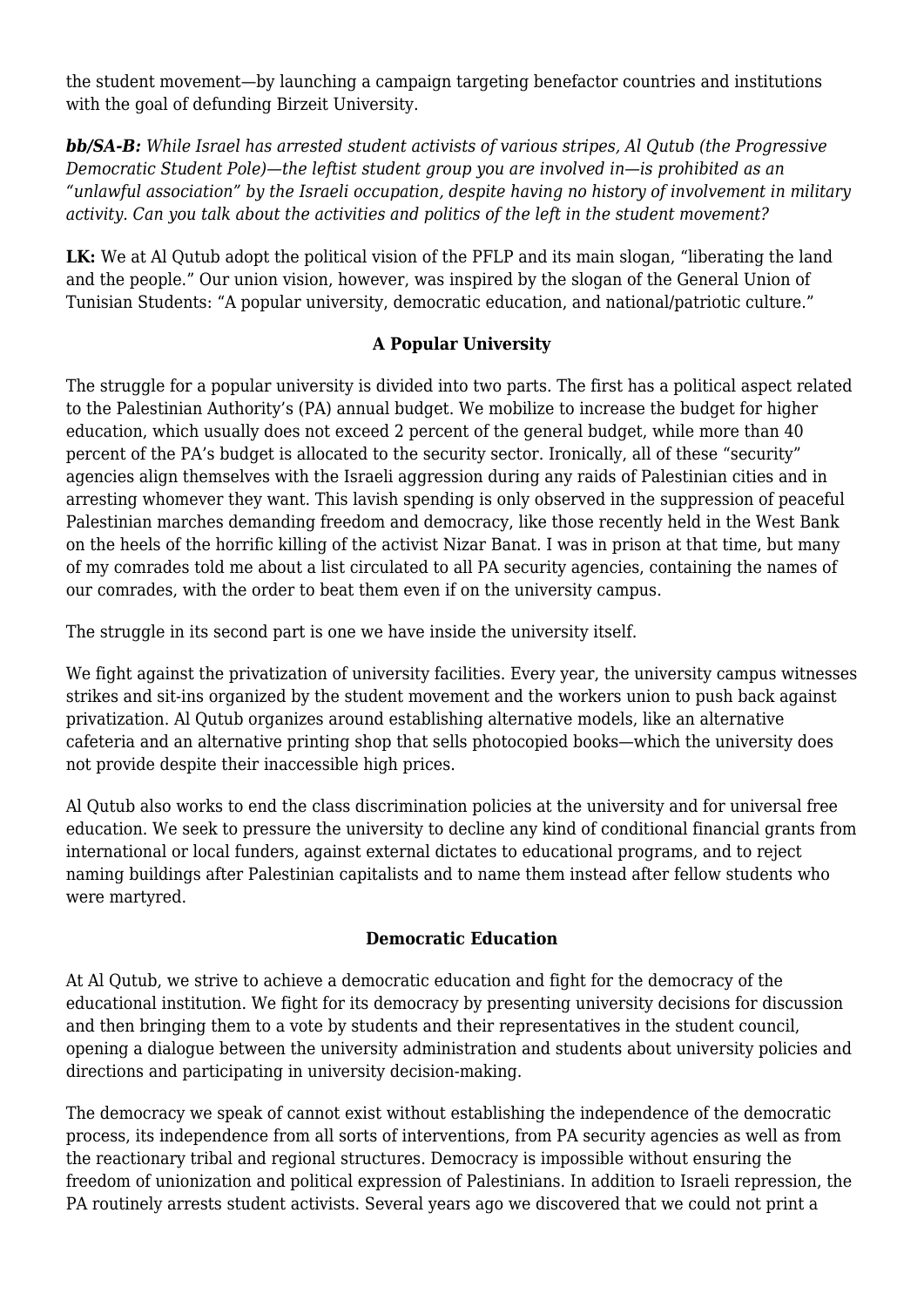the student movement—by launching a campaign targeting benefactor countries and institutions with the goal of defunding Birzeit University.

***bb/SA-B:*** *While Israel has arrested student activists of various stripes, Al Qutub (the Progressive Democratic Student Pole)—the leftist student group you are involved in—is prohibited as an "unlawful association" by the Israeli occupation, despite having no history of involvement in military activity. Can you talk about the activities and politics of the left in the student movement?*

**LK:** We at Al Qutub adopt the political vision of the PFLP and its main slogan, "liberating the land and the people." Our union vision, however, was inspired by the slogan of the General Union of Tunisian Students: "A popular university, democratic education, and national/patriotic culture."

### A Popular University

The struggle for a popular university is divided into two parts. The first has a political aspect related to the Palestinian Authority's (PA) annual budget. We mobilize to increase the budget for higher education, which usually does not exceed 2 percent of the general budget, while more than 40 percent of the PA's budget is allocated to the security sector. Ironically, all of these "security" agencies align themselves with the Israeli aggression during any raids of Palestinian cities and in arresting whomever they want. This lavish spending is only observed in the suppression of peaceful Palestinian marches demanding freedom and democracy, like those recently held in the West Bank on the heels of the horrific killing of the activist Nizar Banat. I was in prison at that time, but many of my comrades told me about a list circulated to all PA security agencies, containing the names of our comrades, with the order to beat them even if on the university campus.

The struggle in its second part is one we have inside the university itself.

We fight against the privatization of university facilities. Every year, the university campus witnesses strikes and sit-ins organized by the student movement and the workers union to push back against privatization. Al Qutub organizes around establishing alternative models, like an alternative cafeteria and an alternative printing shop that sells photocopied books—which the university does not provide despite their inaccessible high prices.

Al Qutub also works to end the class discrimination policies at the university and for universal free education. We seek to pressure the university to decline any kind of conditional financial grants from international or local funders, against external dictates to educational programs, and to reject naming buildings after Palestinian capitalists and to name them instead after fellow students who were martyred.

### Democratic Education

At Al Qutub, we strive to achieve a democratic education and fight for the democracy of the educational institution. We fight for its democracy by presenting university decisions for discussion and then bringing them to a vote by students and their representatives in the student council, opening a dialogue between the university administration and students about university policies and directions and participating in university decision-making.

The democracy we speak of cannot exist without establishing the independence of the democratic process, its independence from all sorts of interventions, from PA security agencies as well as from the reactionary tribal and regional structures. Democracy is impossible without ensuring the freedom of unionization and political expression of Palestinians. In addition to Israeli repression, the PA routinely arrests student activists. Several years ago we discovered that we could not print a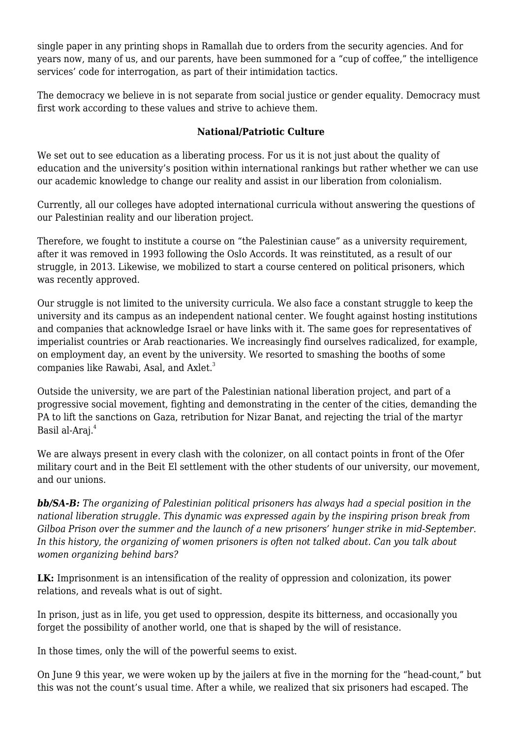single paper in any printing shops in Ramallah due to orders from the security agencies. And for years now, many of us, and our parents, have been summoned for a "cup of coffee," the intelligence services' code for interrogation, as part of their intimidation tactics.

The democracy we believe in is not separate from social justice or gender equality. Democracy must first work according to these values and strive to achieve them.

**National/Patriotic Culture**

We set out to see education as a liberating process. For us it is not just about the quality of education and the university's position within international rankings but rather whether we can use our academic knowledge to change our reality and assist in our liberation from colonialism.

Currently, all our colleges have adopted international curricula without answering the questions of our Palestinian reality and our liberation project.

Therefore, we fought to institute a course on "the Palestinian cause" as a university requirement, after it was removed in 1993 following the Oslo Accords. It was reinstituted, as a result of our struggle, in 2013. Likewise, we mobilized to start a course centered on political prisoners, which was recently approved.

Our struggle is not limited to the university curricula. We also face a constant struggle to keep the university and its campus as an independent national center. We fought against hosting institutions and companies that acknowledge Israel or have links with it. The same goes for representatives of imperialist countries or Arab reactionaries. We increasingly find ourselves radicalized, for example, on employment day, an event by the university. We resorted to smashing the booths of some companies like Rawabi, Asal, and Axlet.[3]

Outside the university, we are part of the Palestinian national liberation project, and part of a progressive social movement, fighting and demonstrating in the center of the cities, demanding the PA to lift the sanctions on Gaza, retribution for Nizar Banat, and rejecting the trial of the martyr Basil al-Araj.[4]

We are always present in every clash with the colonizer, on all contact points in front of the Ofer military court and in the Beit El settlement with the other students of our university, our movement, and our unions.

***bb/SA-B:*** *The organizing of Palestinian political prisoners has always had a special position in the national liberation struggle. This dynamic was expressed again by the inspiring prison break from Gilboa Prison over the summer and the launch of a new prisoners' hunger strike in mid-September. In this history, the organizing of women prisoners is often not talked about. Can you talk about women organizing behind bars?*

**LK:** Imprisonment is an intensification of the reality of oppression and colonization, its power relations, and reveals what is out of sight.

In prison, just as in life, you get used to oppression, despite its bitterness, and occasionally you forget the possibility of another world, one that is shaped by the will of resistance.

In those times, only the will of the powerful seems to exist.

On June 9 this year, we were woken up by the jailers at five in the morning for the "head-count," but this was not the count's usual time. After a while, we realized that six prisoners had escaped. The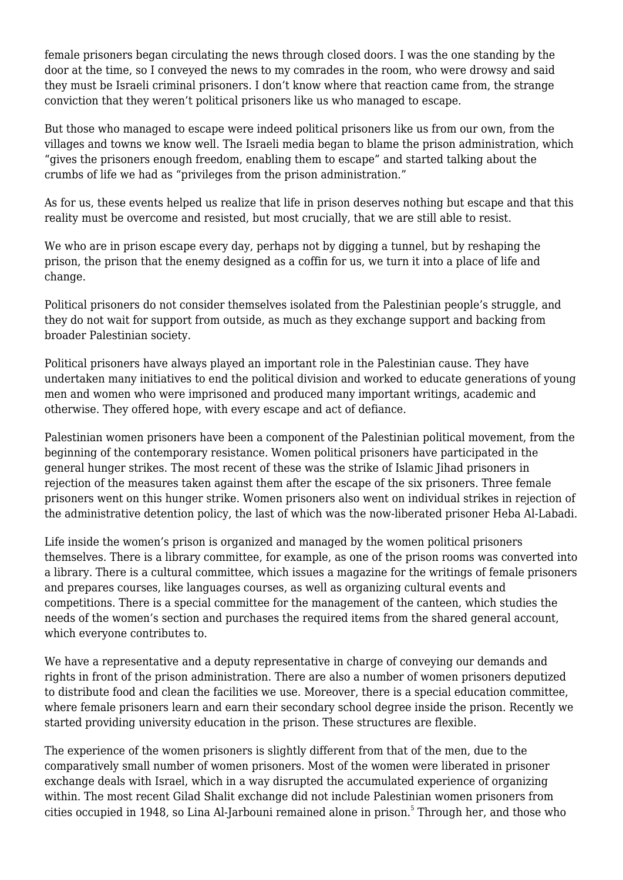female prisoners began circulating the news through closed doors. I was the one standing by the door at the time, so I conveyed the news to my comrades in the room, who were drowsy and said they must be Israeli criminal prisoners. I don't know where that reaction came from, the strange conviction that they weren't political prisoners like us who managed to escape.

But those who managed to escape were indeed political prisoners like us from our own, from the villages and towns we know well. The Israeli media began to blame the prison administration, which "gives the prisoners enough freedom, enabling them to escape" and started talking about the crumbs of life we had as "privileges from the prison administration."

As for us, these events helped us realize that life in prison deserves nothing but escape and that this reality must be overcome and resisted, but most crucially, that we are still able to resist.

We who are in prison escape every day, perhaps not by digging a tunnel, but by reshaping the prison, the prison that the enemy designed as a coffin for us, we turn it into a place of life and change.

Political prisoners do not consider themselves isolated from the Palestinian people's struggle, and they do not wait for support from outside, as much as they exchange support and backing from broader Palestinian society.

Political prisoners have always played an important role in the Palestinian cause. They have undertaken many initiatives to end the political division and worked to educate generations of young men and women who were imprisoned and produced many important writings, academic and otherwise. They offered hope, with every escape and act of defiance.

Palestinian women prisoners have been a component of the Palestinian political movement, from the beginning of the contemporary resistance. Women political prisoners have participated in the general hunger strikes. The most recent of these was the strike of Islamic Jihad prisoners in rejection of the measures taken against them after the escape of the six prisoners. Three female prisoners went on this hunger strike. Women prisoners also went on individual strikes in rejection of the administrative detention policy, the last of which was the now-liberated prisoner Heba Al-Labadi.

Life inside the women's prison is organized and managed by the women political prisoners themselves. There is a library committee, for example, as one of the prison rooms was converted into a library. There is a cultural committee, which issues a magazine for the writings of female prisoners and prepares courses, like languages courses, as well as organizing cultural events and competitions. There is a special committee for the management of the canteen, which studies the needs of the women's section and purchases the required items from the shared general account, which everyone contributes to.

We have a representative and a deputy representative in charge of conveying our demands and rights in front of the prison administration. There are also a number of women prisoners deputized to distribute food and clean the facilities we use. Moreover, there is a special education committee, where female prisoners learn and earn their secondary school degree inside the prison. Recently we started providing university education in the prison. These structures are flexible.

The experience of the women prisoners is slightly different from that of the men, due to the comparatively small number of women prisoners. Most of the women were liberated in prisoner exchange deals with Israel, which in a way disrupted the accumulated experience of organizing within. The most recent Gilad Shalit exchange did not include Palestinian women prisoners from cities occupied in 1948, so Lina Al-Jarbouni remained alone in prison.[5] Through her, and those who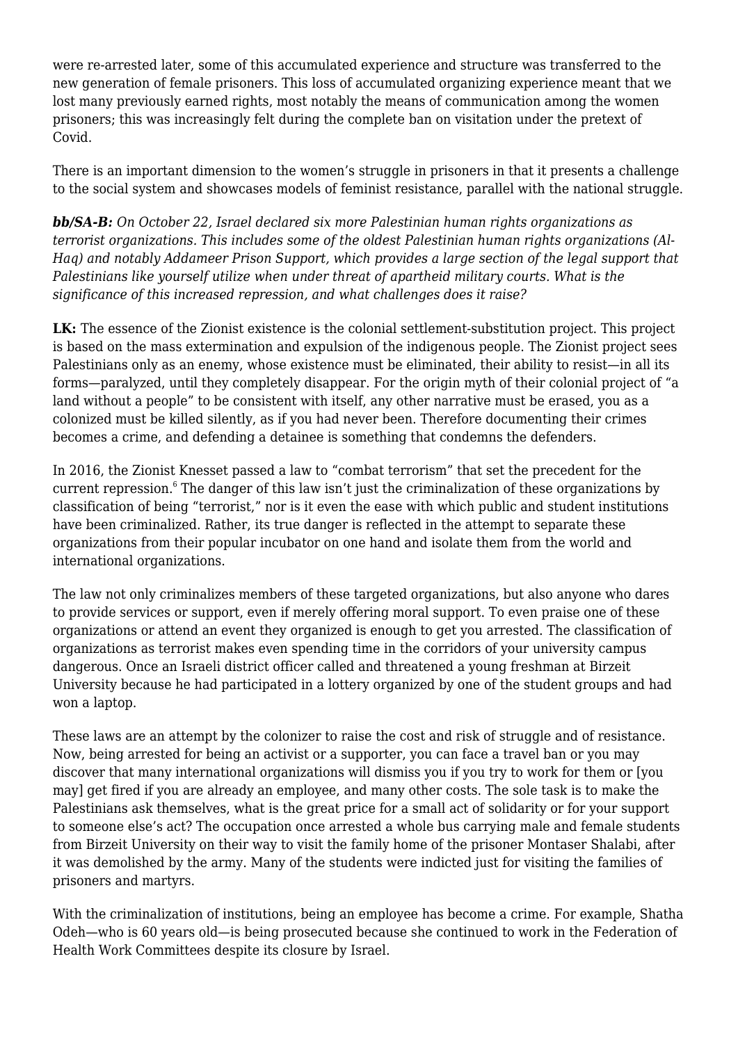were re-arrested later, some of this accumulated experience and structure was transferred to the new generation of female prisoners. This loss of accumulated organizing experience meant that we lost many previously earned rights, most notably the means of communication among the women prisoners; this was increasingly felt during the complete ban on visitation under the pretext of Covid.

There is an important dimension to the women's struggle in prisoners in that it presents a challenge to the social system and showcases models of feminist resistance, parallel with the national struggle.

***bb/SA-B:*** *On October 22, Israel declared six more Palestinian human rights organizations as terrorist organizations. This includes some of the oldest Palestinian human rights organizations (Al-Haq) and notably Addameer Prison Support, which provides a large section of the legal support that Palestinians like yourself utilize when under threat of apartheid military courts. What is the significance of this increased repression, and what challenges does it raise?*

**LK:** The essence of the Zionist existence is the colonial settlement-substitution project. This project is based on the mass extermination and expulsion of the indigenous people. The Zionist project sees Palestinians only as an enemy, whose existence must be eliminated, their ability to resist—in all its forms—paralyzed, until they completely disappear. For the origin myth of their colonial project of "a land without a people" to be consistent with itself, any other narrative must be erased, you as a colonized must be killed silently, as if you had never been. Therefore documenting their crimes becomes a crime, and defending a detainee is something that condemns the defenders.

In 2016, the Zionist Knesset passed a law to "combat terrorism" that set the precedent for the current repression.[6] The danger of this law isn't just the criminalization of these organizations by classification of being "terrorist," nor is it even the ease with which public and student institutions have been criminalized. Rather, its true danger is reflected in the attempt to separate these organizations from their popular incubator on one hand and isolate them from the world and international organizations.

The law not only criminalizes members of these targeted organizations, but also anyone who dares to provide services or support, even if merely offering moral support. To even praise one of these organizations or attend an event they organized is enough to get you arrested. The classification of organizations as terrorist makes even spending time in the corridors of your university campus dangerous. Once an Israeli district officer called and threatened a young freshman at Birzeit University because he had participated in a lottery organized by one of the student groups and had won a laptop.

These laws are an attempt by the colonizer to raise the cost and risk of struggle and of resistance. Now, being arrested for being an activist or a supporter, you can face a travel ban or you may discover that many international organizations will dismiss you if you try to work for them or [you may] get fired if you are already an employee, and many other costs. The sole task is to make the Palestinians ask themselves, what is the great price for a small act of solidarity or for your support to someone else's act? The occupation once arrested a whole bus carrying male and female students from Birzeit University on their way to visit the family home of the prisoner Montaser Shalabi, after it was demolished by the army. Many of the students were indicted just for visiting the families of prisoners and martyrs.

With the criminalization of institutions, being an employee has become a crime. For example, Shatha Odeh—who is 60 years old—is being prosecuted because she continued to work in the Federation of Health Work Committees despite its closure by Israel.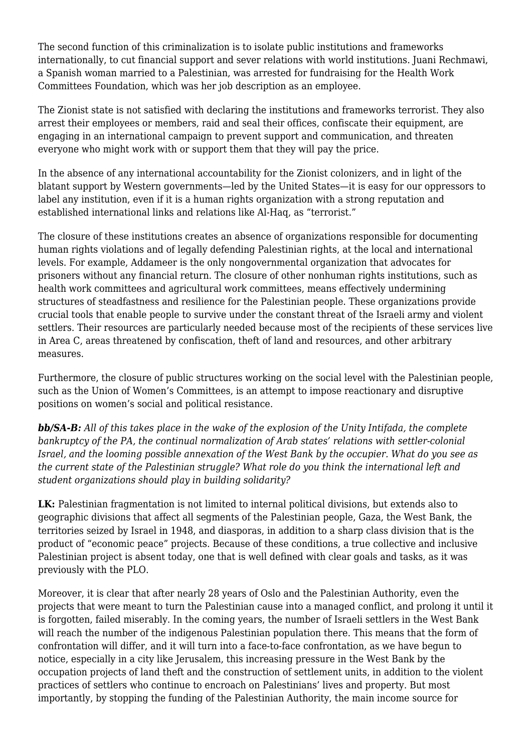The second function of this criminalization is to isolate public institutions and frameworks internationally, to cut financial support and sever relations with world institutions. Juani Rechmawi, a Spanish woman married to a Palestinian, was arrested for fundraising for the Health Work Committees Foundation, which was her job description as an employee.

The Zionist state is not satisfied with declaring the institutions and frameworks terrorist. They also arrest their employees or members, raid and seal their offices, confiscate their equipment, are engaging in an international campaign to prevent support and communication, and threaten everyone who might work with or support them that they will pay the price.

In the absence of any international accountability for the Zionist colonizers, and in light of the blatant support by Western governments—led by the United States—it is easy for our oppressors to label any institution, even if it is a human rights organization with a strong reputation and established international links and relations like Al-Haq, as "terrorist."

The closure of these institutions creates an absence of organizations responsible for documenting human rights violations and of legally defending Palestinian rights, at the local and international levels. For example, Addameer is the only nongovernmental organization that advocates for prisoners without any financial return. The closure of other nonhuman rights institutions, such as health work committees and agricultural work committees, means effectively undermining structures of steadfastness and resilience for the Palestinian people. These organizations provide crucial tools that enable people to survive under the constant threat of the Israeli army and violent settlers. Their resources are particularly needed because most of the recipients of these services live in Area C, areas threatened by confiscation, theft of land and resources, and other arbitrary measures.

Furthermore, the closure of public structures working on the social level with the Palestinian people, such as the Union of Women's Committees, is an attempt to impose reactionary and disruptive positions on women's social and political resistance.

***bb/SA-B:*** *All of this takes place in the wake of the explosion of the Unity Intifada, the complete bankruptcy of the PA, the continual normalization of Arab states' relations with settler-colonial Israel, and the looming possible annexation of the West Bank by the occupier. What do you see as the current state of the Palestinian struggle? What role do you think the international left and student organizations should play in building solidarity?*

**LK:** Palestinian fragmentation is not limited to internal political divisions, but extends also to geographic divisions that affect all segments of the Palestinian people, Gaza, the West Bank, the territories seized by Israel in 1948, and diasporas, in addition to a sharp class division that is the product of "economic peace" projects. Because of these conditions, a true collective and inclusive Palestinian project is absent today, one that is well defined with clear goals and tasks, as it was previously with the PLO.

Moreover, it is clear that after nearly 28 years of Oslo and the Palestinian Authority, even the projects that were meant to turn the Palestinian cause into a managed conflict, and prolong it until it is forgotten, failed miserably. In the coming years, the number of Israeli settlers in the West Bank will reach the number of the indigenous Palestinian population there. This means that the form of confrontation will differ, and it will turn into a face-to-face confrontation, as we have begun to notice, especially in a city like Jerusalem, this increasing pressure in the West Bank by the occupation projects of land theft and the construction of settlement units, in addition to the violent practices of settlers who continue to encroach on Palestinians' lives and property. But most importantly, by stopping the funding of the Palestinian Authority, the main income source for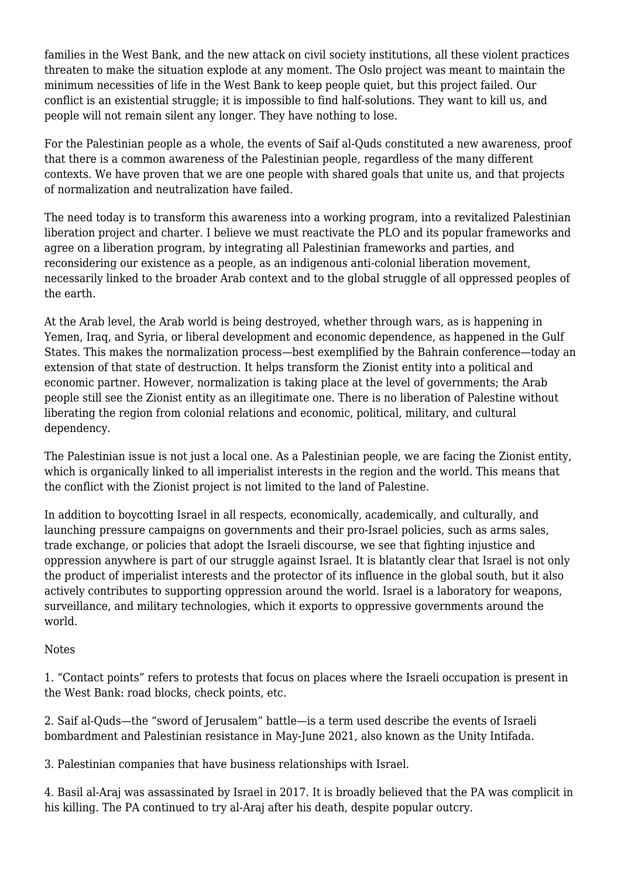families in the West Bank, and the new attack on civil society institutions, all these violent practices threaten to make the situation explode at any moment. The Oslo project was meant to maintain the minimum necessities of life in the West Bank to keep people quiet, but this project failed. Our conflict is an existential struggle; it is impossible to find half-solutions. They want to kill us, and people will not remain silent any longer. They have nothing to lose.

For the Palestinian people as a whole, the events of Saif al-Quds constituted a new awareness, proof that there is a common awareness of the Palestinian people, regardless of the many different contexts. We have proven that we are one people with shared goals that unite us, and that projects of normalization and neutralization have failed.

The need today is to transform this awareness into a working program, into a revitalized Palestinian liberation project and charter. I believe we must reactivate the PLO and its popular frameworks and agree on a liberation program, by integrating all Palestinian frameworks and parties, and reconsidering our existence as a people, as an indigenous anti-colonial liberation movement, necessarily linked to the broader Arab context and to the global struggle of all oppressed peoples of the earth.

At the Arab level, the Arab world is being destroyed, whether through wars, as is happening in Yemen, Iraq, and Syria, or liberal development and economic dependence, as happened in the Gulf States. This makes the normalization process—best exemplified by the Bahrain conference—today an extension of that state of destruction. It helps transform the Zionist entity into a political and economic partner. However, normalization is taking place at the level of governments; the Arab people still see the Zionist entity as an illegitimate one. There is no liberation of Palestine without liberating the region from colonial relations and economic, political, military, and cultural dependency.

The Palestinian issue is not just a local one. As a Palestinian people, we are facing the Zionist entity, which is organically linked to all imperialist interests in the region and the world. This means that the conflict with the Zionist project is not limited to the land of Palestine.

In addition to boycotting Israel in all respects, economically, academically, and culturally, and launching pressure campaigns on governments and their pro-Israel policies, such as arms sales, trade exchange, or policies that adopt the Israeli discourse, we see that fighting injustice and oppression anywhere is part of our struggle against Israel. It is blatantly clear that Israel is not only the product of imperialist interests and the protector of its influence in the global south, but it also actively contributes to supporting oppression around the world. Israel is a laboratory for weapons, surveillance, and military technologies, which it exports to oppressive governments around the world.

Notes

1. "Contact points" refers to protests that focus on places where the Israeli occupation is present in the West Bank: road blocks, check points, etc.

2. Saif al-Quds—the "sword of Jerusalem" battle—is a term used describe the events of Israeli bombardment and Palestinian resistance in May-June 2021, also known as the Unity Intifada.

3. Palestinian companies that have business relationships with Israel.

4. Basil al-Araj was assassinated by Israel in 2017. It is broadly believed that the PA was complicit in his killing. The PA continued to try al-Araj after his death, despite popular outcry.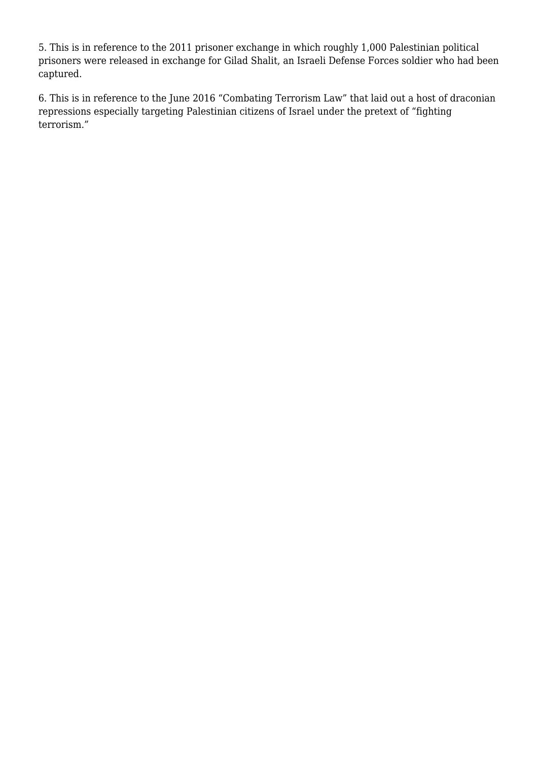5. This is in reference to the 2011 prisoner exchange in which roughly 1,000 Palestinian political prisoners were released in exchange for Gilad Shalit, an Israeli Defense Forces soldier who had been captured.

6. This is in reference to the June 2016 "Combating Terrorism Law" that laid out a host of draconian repressions especially targeting Palestinian citizens of Israel under the pretext of "fighting terrorism."